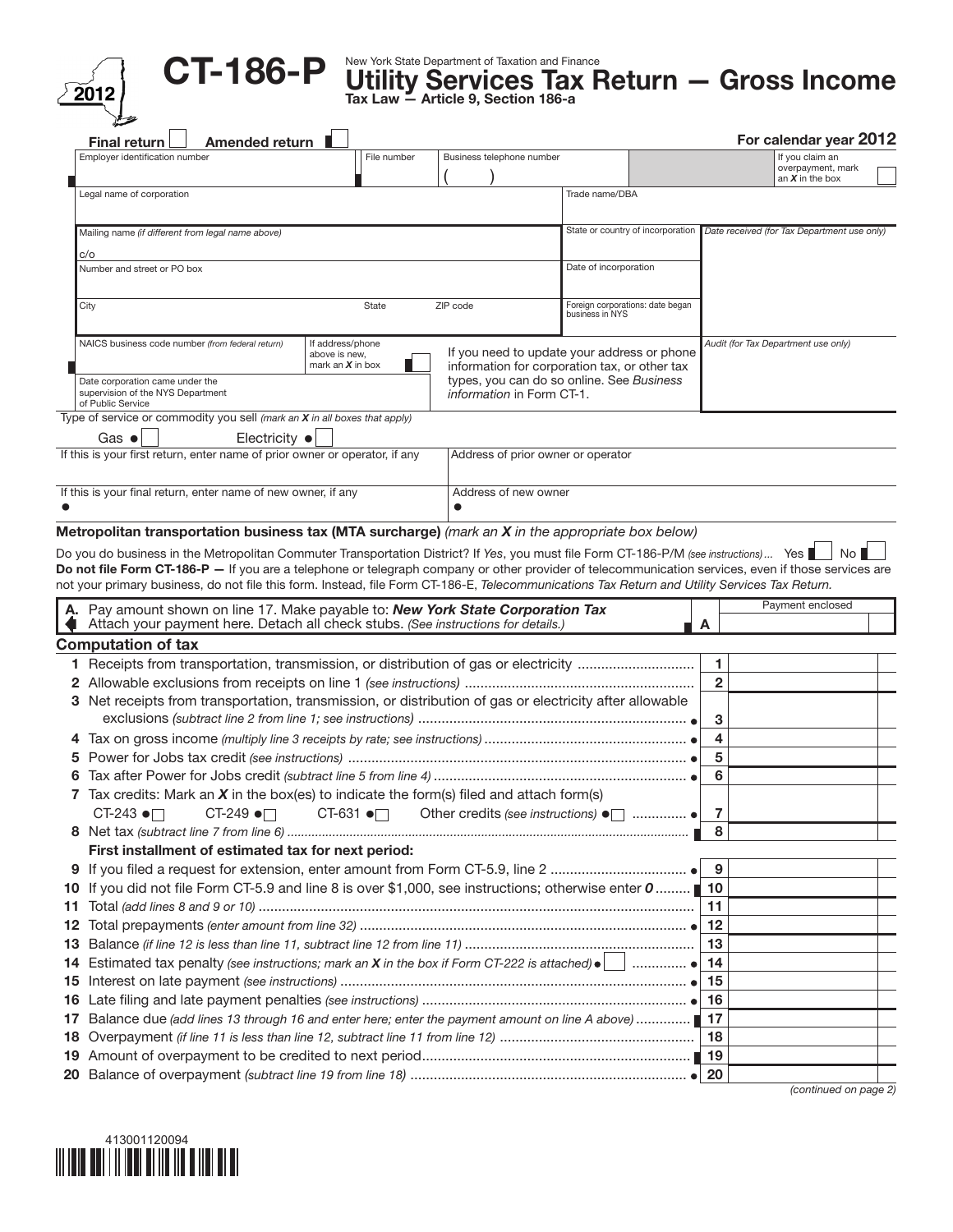**2012**

# CT-186-P

New York State Department of Taxation and Finance

## Utility Services Tax Return — Gross Income

**Tax Law — Article 9, Section 186-a**

Final return ☐ Amended return ☐ **For calendar year 2012**

| Employer identification number | File number | Business telephone number | If you claim an overpayment, mark an *X* in the box ☐ |
|---|---|---|---|
| | | ( ) | |

| Legal name of corporation | Trade name/DBA | |
|---|---|---|
| Mailing name *(if different from legal name above)* c/o | State or country of incorporation | *Date received (for Tax Department use only)* |
| Number and street or PO box | Date of incorporation | |
| City / State / ZIP code | Foreign corporations: date began business in NYS | |
| NAICS business code number *(from federal return)* / If address/phone above is new, mark an *X* in box ☐ | If you need to update your address or phone information for corporation tax, or other tax types, you can do so online. See *Business information* in Form CT-1. | *Audit (for Tax Department use only)* |
| Date corporation came under the supervision of the NYS Department of Public Service | | |

Type of service or commodity you sell *(mark an **X** in all boxes that apply)*

Gas ● ☐ Electricity ● ☐

| If this is your first return, enter name of prior owner or operator, if any | Address of prior owner or operator |
|---|---|
| If this is your final return, enter name of new owner, if any ● | Address of new owner ● |

**Metropolitan transportation business tax (MTA surcharge)** *(mark an X in the appropriate box below)*

Do you do business in the Metropolitan Commuter Transportation District? If *Yes*, you must file Form CT-186-P/M *(see instructions)* ... Yes ☐ No ☐

**Do not file Form CT-186-P —** If you are a telephone or telegraph company or other provider of telecommunication services, even if those services are not your primary business, do not file this form. Instead, file Form CT-186-E, *Telecommunications Tax Return and Utility Services Tax Return.*

| | | Payment enclosed |
|---|---|---|
| **A.** Pay amount shown on line 17. Make payable to: ***New York State Corporation Tax*** Attach your payment here. Detach all check stubs. *(See instructions for details.)* | **A** | |

### Computation of tax

| Line | Description | No. | Amount |
|---|---|---|---|
| 1 | Receipts from transportation, transmission, or distribution of gas or electricity | 1 | |
| 2 | Allowable exclusions from receipts on line 1 *(see instructions)* | 2 | |
| 3 | Net receipts from transportation, transmission, or distribution of gas or electricity after allowable exclusions *(subtract line 2 from line 1; see instructions)* ● | 3 | |
| 4 | Tax on gross income *(multiply line 3 receipts by rate; see instructions)* ● | 4 | |
| 5 | Power for Jobs tax credit *(see instructions)* ● | 5 | |
| 6 | Tax after Power for Jobs credit *(subtract line 5 from line 4)* ● | 6 | |
| 7 | Tax credits: Mark an ***X*** in the box(es) to indicate the form(s) filed and attach form(s) CT-243 ● ☐ CT-249 ● ☐ CT-631 ● ☐ Other credits *(see instructions)* ● ☐ ● | 7 | |
| 8 | Net tax *(subtract line 7 from line 6)* | 8 | |
| | **First installment of estimated tax for next period:** | | |
| 9 | If you filed a request for extension, enter amount from Form CT-5.9, line 2 ● | 9 | |
| 10 | If you did not file Form CT-5.9 and line 8 is over $1,000, see instructions; otherwise enter ***0*** | 10 | |
| 11 | Total *(add lines 8 and 9 or 10)* | 11 | |
| 12 | Total prepayments *(enter amount from line 32)* ● | 12 | |
| 13 | Balance *(if line 12 is less than line 11, subtract line 12 from line 11)* | 13 | |
| 14 | Estimated tax penalty *(see instructions; mark an **X** in the box if Form CT-222 is attached)* ● ☐ ● | 14 | |
| 15 | Interest on late payment *(see instructions)* ● | 15 | |
| 16 | Late filing and late payment penalties *(see instructions)* ● | 16 | |
| 17 | Balance due *(add lines 13 through 16 and enter here; enter the payment amount on line A above)* | 17 | |
| 18 | Overpayment *(if line 11 is less than line 12, subtract line 11 from line 12)* | 18 | |
| 19 | Amount of overpayment to be credited to next period | 19 | |
| 20 | Balance of overpayment *(subtract line 19 from line 18)* ● | 20 | |

*(continued on page 2)*

413001120094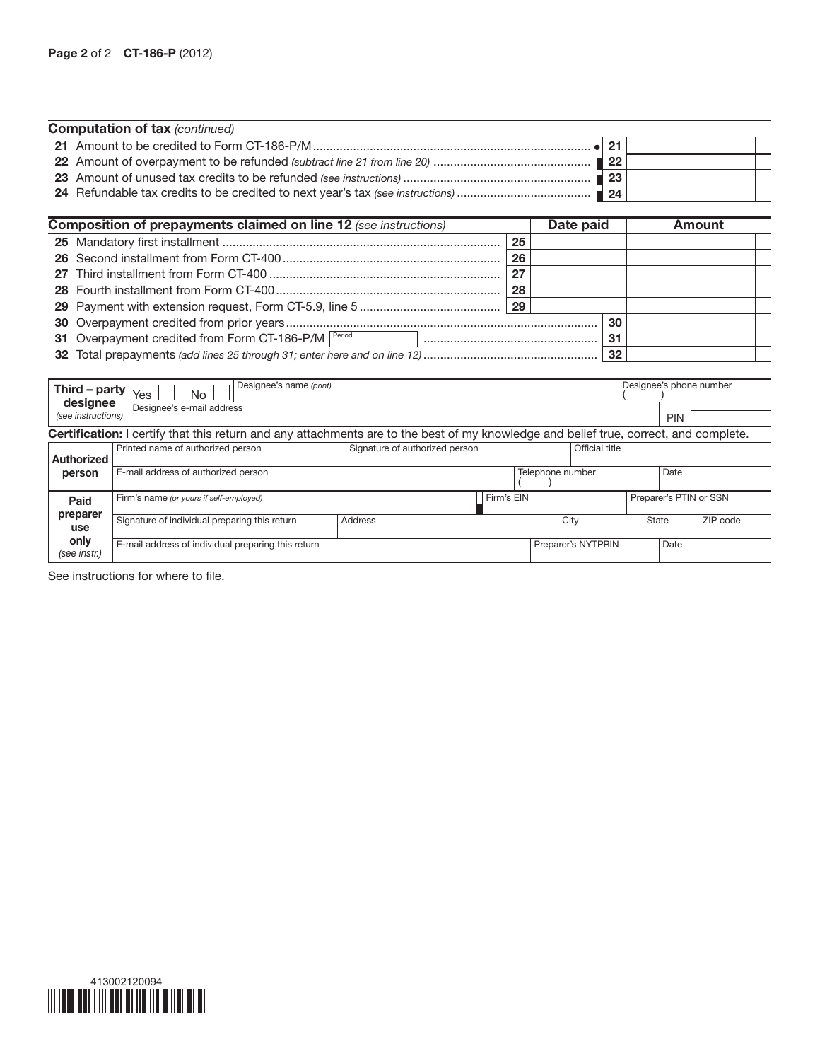**Computation of tax** *(continued)*

| | | |
|---|---|---|
| **21** Amount to be credited to Form CT-186-P/M | • 21 | |
| **22** Amount of overpayment to be refunded *(subtract line 21 from line 20)* | 22 | |
| **23** Amount of unused tax credits to be refunded *(see instructions)* | 23 | |
| **24** Refundable tax credits to be credited to next year's tax *(see instructions)* | 24 | |

| **Composition of prepayments claimed on line 12** *(see instructions)* | | **Date paid** | | **Amount** |
|---|---|---|---|---|
| **25** Mandatory first installment | 25 | | | |
| **26** Second installment from Form CT-400 | 26 | | | |
| **27** Third installment from Form CT-400 | 27 | | | |
| **28** Fourth installment from Form CT-400 | 28 | | | |
| **29** Payment with extension request, Form CT-5.9, line 5 | 29 | | | |
| **30** Overpayment credited from prior years | | | 30 | |
| **31** Overpayment credited from Form CT-186-P/M Period | | | 31 | |
| **32** Total prepayments *(add lines 25 through 31; enter here and on line 12)* | | | 32 | |

| | | |
|---|---|---|
| **Third – party designee** *(see instructions)* | Yes ☐ No ☐ Designee's name *(print)* | Designee's phone number ( ) |
| | Designee's e-mail address | PIN |

**Certification:** I certify that this return and any attachments are to the best of my knowledge and belief true, correct, and complete.

| | | | |
|---|---|---|---|
| **Authorized person** | Printed name of authorized person | Signature of authorized person | Official title |
| | E-mail address of authorized person | Telephone number ( ) | Date |

| | | | |
|---|---|---|---|
| **Paid preparer use only** *(see instr.)* | Firm's name *(or yours if self-employed)* | Firm's EIN | Preparer's PTIN or SSN |
| | Signature of individual preparing this return | Address / City | State / ZIP code |
| | E-mail address of individual preparing this return | Preparer's NYTPRIN | Date |

See instructions for where to file.

413002120094